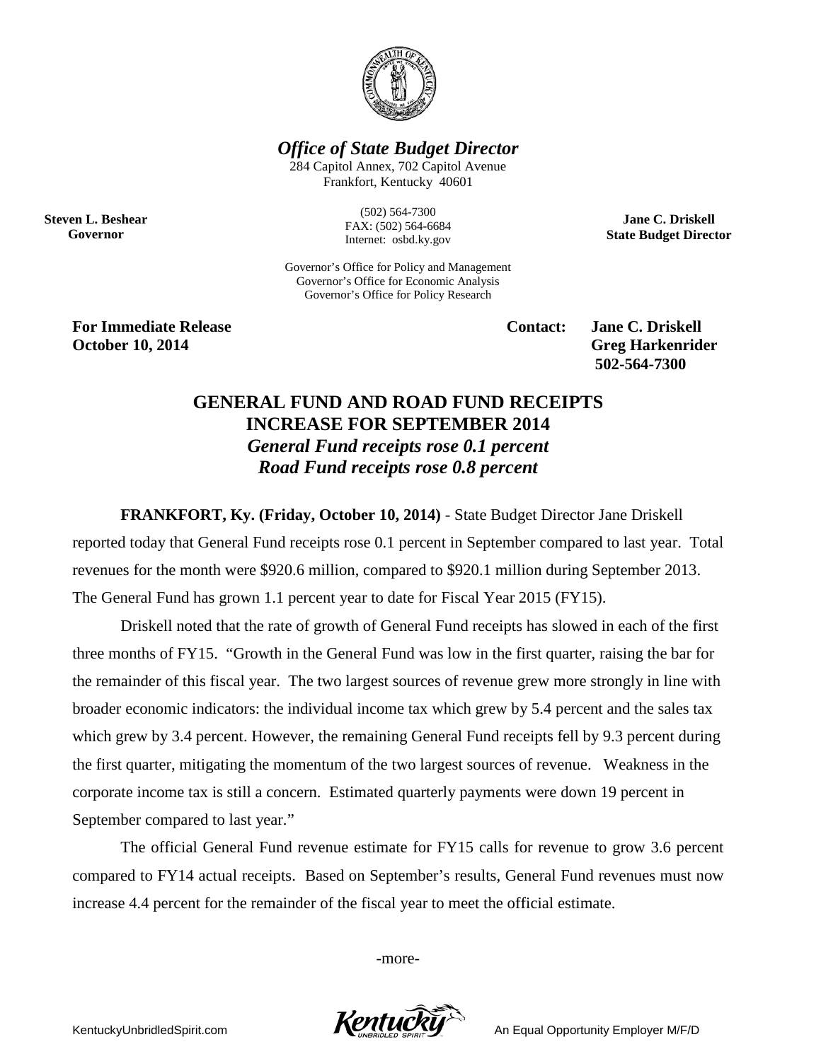# *Office of State Budget Director*

284 Capitol Annex, 702 Capitol Avenue
Frankfort, Kentucky 40601

(502) 564-7300
FAX: (502) 564-6684
Internet: osbd.ky.gov

**Steven L. Beshear**
**Governor**

**Jane C. Driskell**
**State Budget Director**

Governor's Office for Policy and Management
Governor's Office for Economic Analysis
Governor's Office for Policy Research

**For Immediate Release**
**October 10, 2014**

**Contact: Jane C. Driskell**
**Greg Harkenrider**
**502-564-7300**

## GENERAL FUND AND ROAD FUND RECEIPTS INCREASE FOR SEPTEMBER 2014

### *General Fund receipts rose 0.1 percent*
### *Road Fund receipts rose 0.8 percent*

**FRANKFORT, Ky. (Friday, October 10, 2014)** - State Budget Director Jane Driskell reported today that General Fund receipts rose 0.1 percent in September compared to last year. Total revenues for the month were $920.6 million, compared to $920.1 million during September 2013. The General Fund has grown 1.1 percent year to date for Fiscal Year 2015 (FY15).

Driskell noted that the rate of growth of General Fund receipts has slowed in each of the first three months of FY15. "Growth in the General Fund was low in the first quarter, raising the bar for the remainder of this fiscal year. The two largest sources of revenue grew more strongly in line with broader economic indicators: the individual income tax which grew by 5.4 percent and the sales tax which grew by 3.4 percent. However, the remaining General Fund receipts fell by 9.3 percent during the first quarter, mitigating the momentum of the two largest sources of revenue. Weakness in the corporate income tax is still a concern. Estimated quarterly payments were down 19 percent in September compared to last year."

The official General Fund revenue estimate for FY15 calls for revenue to grow 3.6 percent compared to FY14 actual receipts. Based on September's results, General Fund revenues must now increase 4.4 percent for the remainder of the fiscal year to meet the official estimate.

-more-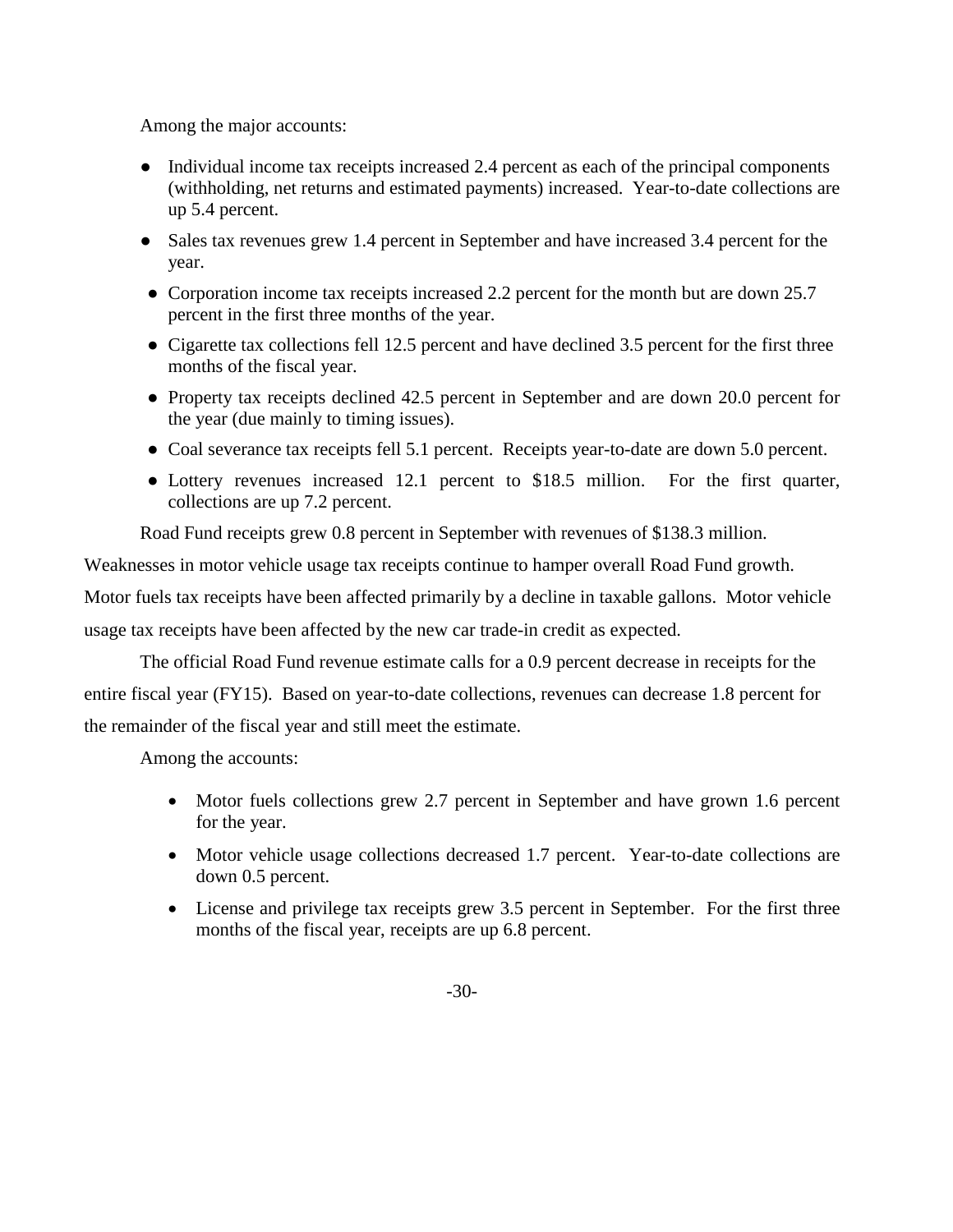Among the major accounts:

- Individual income tax receipts increased 2.4 percent as each of the principal components (withholding, net returns and estimated payments) increased. Year-to-date collections are up 5.4 percent.
- Sales tax revenues grew 1.4 percent in September and have increased 3.4 percent for the year.
- Corporation income tax receipts increased 2.2 percent for the month but are down 25.7 percent in the first three months of the year.
- Cigarette tax collections fell 12.5 percent and have declined 3.5 percent for the first three months of the fiscal year.
- Property tax receipts declined 42.5 percent in September and are down 20.0 percent for the year (due mainly to timing issues).
- Coal severance tax receipts fell 5.1 percent. Receipts year-to-date are down 5.0 percent.
- Lottery revenues increased 12.1 percent to $18.5 million. For the first quarter, collections are up 7.2 percent.

Road Fund receipts grew 0.8 percent in September with revenues of $138.3 million. Weaknesses in motor vehicle usage tax receipts continue to hamper overall Road Fund growth. Motor fuels tax receipts have been affected primarily by a decline in taxable gallons. Motor vehicle usage tax receipts have been affected by the new car trade-in credit as expected.

The official Road Fund revenue estimate calls for a 0.9 percent decrease in receipts for the entire fiscal year (FY15). Based on year-to-date collections, revenues can decrease 1.8 percent for the remainder of the fiscal year and still meet the estimate.

Among the accounts:

- Motor fuels collections grew 2.7 percent in September and have grown 1.6 percent for the year.
- Motor vehicle usage collections decreased 1.7 percent. Year-to-date collections are down 0.5 percent.
- License and privilege tax receipts grew 3.5 percent in September. For the first three months of the fiscal year, receipts are up 6.8 percent.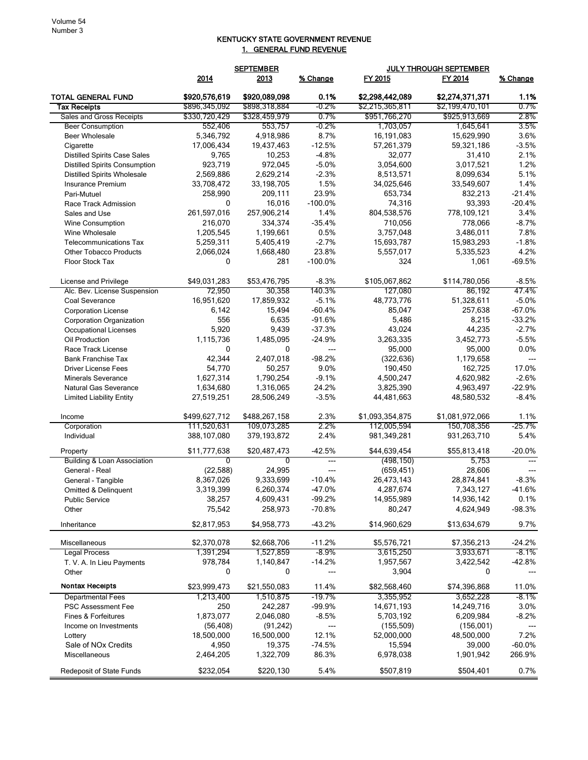## KENTUCKY STATE GOVERNMENT REVENUE

### 1. GENERAL FUND REVENUE

| | SEPTEMBER | | | JULY THROUGH SEPTEMBER | | |
|---|---|---|---|---|---|---|
| | 2014 | 2013 | % Change | FY 2015 | FY 2014 | % Change |
| **TOTAL GENERAL FUND** | **$920,576,619** | **$920,089,098** | **0.1%** | **$2,298,442,089** | **$2,274,371,371** | **1.1%** |
| **Tax Receipts** | $896,345,092 | $898,318,884 | -0.2% | $2,215,365,811 | $2,199,470,101 | 0.7% |
| Sales and Gross Receipts | $330,720,429 | $328,459,979 | 0.7% | $951,766,270 | $925,913,669 | 2.8% |
| Beer Consumption | 552,406 | 553,757 | -0.2% | 1,703,057 | 1,645,641 | 3.5% |
| Beer Wholesale | 5,346,792 | 4,918,986 | 8.7% | 16,191,083 | 15,629,990 | 3.6% |
| Cigarette | 17,006,434 | 19,437,463 | -12.5% | 57,261,379 | 59,321,186 | -3.5% |
| Distilled Spirits Case Sales | 9,765 | 10,253 | -4.8% | 32,077 | 31,410 | 2.1% |
| Distilled Spirits Consumption | 923,719 | 972,045 | -5.0% | 3,054,600 | 3,017,521 | 1.2% |
| Distilled Spirits Wholesale | 2,569,886 | 2,629,214 | -2.3% | 8,513,571 | 8,099,634 | 5.1% |
| Insurance Premium | 33,708,472 | 33,198,705 | 1.5% | 34,025,646 | 33,549,607 | 1.4% |
| Pari-Mutuel | 258,990 | 209,111 | 23.9% | 653,734 | 832,213 | -21.4% |
| Race Track Admission | 0 | 16,016 | -100.0% | 74,316 | 93,393 | -20.4% |
| Sales and Use | 261,597,016 | 257,906,214 | 1.4% | 804,538,576 | 778,109,121 | 3.4% |
| Wine Consumption | 216,070 | 334,374 | -35.4% | 710,056 | 778,066 | -8.7% |
| Wine Wholesale | 1,205,545 | 1,199,661 | 0.5% | 3,757,048 | 3,486,011 | 7.8% |
| Telecommunications Tax | 5,259,311 | 5,405,419 | -2.7% | 15,693,787 | 15,983,293 | -1.8% |
| Other Tobacco Products | 2,066,024 | 1,668,480 | 23.8% | 5,557,017 | 5,335,523 | 4.2% |
| Floor Stock Tax | 0 | 281 | -100.0% | 324 | 1,061 | -69.5% |
| | | | | | | |
| License and Privilege | $49,031,283 | $53,476,795 | -8.3% | $105,067,862 | $114,780,056 | -8.5% |
| Alc. Bev. License Suspension | 72,950 | 30,358 | 140.3% | 127,080 | 86,192 | 47.4% |
| Coal Severance | 16,951,620 | 17,859,932 | -5.1% | 48,773,776 | 51,328,611 | -5.0% |
| Corporation License | 6,142 | 15,494 | -60.4% | 85,047 | 257,638 | -67.0% |
| Corporation Organization | 556 | 6,635 | -91.6% | 5,486 | 8,215 | -33.2% |
| Occupational Licenses | 5,920 | 9,439 | -37.3% | 43,024 | 44,235 | -2.7% |
| Oil Production | 1,115,736 | 1,485,095 | -24.9% | 3,263,335 | 3,452,773 | -5.5% |
| Race Track License | 0 | 0 | --- | 95,000 | 95,000 | 0.0% |
| Bank Franchise Tax | 42,344 | 2,407,018 | -98.2% | (322,636) | 1,179,658 | --- |
| Driver License Fees | 54,770 | 50,257 | 9.0% | 190,450 | 162,725 | 17.0% |
| Minerals Severance | 1,627,314 | 1,790,254 | -9.1% | 4,500,247 | 4,620,982 | -2.6% |
| Natural Gas Severance | 1,634,680 | 1,316,065 | 24.2% | 3,825,390 | 4,963,497 | -22.9% |
| Limited Liability Entity | 27,519,251 | 28,506,249 | -3.5% | 44,481,663 | 48,580,532 | -8.4% |
| | | | | | | |
| Income | $499,627,712 | $488,267,158 | 2.3% | $1,093,354,875 | $1,081,972,066 | 1.1% |
| Corporation | 111,520,631 | 109,073,285 | 2.2% | 112,005,594 | 150,708,356 | -25.7% |
| Individual | 388,107,080 | 379,193,872 | 2.4% | 981,349,281 | 931,263,710 | 5.4% |
| | | | | | | |
| Property | $11,777,638 | $20,487,473 | -42.5% | $44,639,454 | $55,813,418 | -20.0% |
| Building & Loan Association | 0 | 0 | --- | (498,150) | 5,753 | --- |
| General - Real | (22,588) | 24,995 | --- | (659,451) | 28,606 | --- |
| General - Tangible | 8,367,026 | 9,333,699 | -10.4% | 26,473,143 | 28,874,841 | -8.3% |
| Omitted & Delinquent | 3,319,399 | 6,260,374 | -47.0% | 4,287,674 | 7,343,127 | -41.6% |
| Public Service | 38,257 | 4,609,431 | -99.2% | 14,955,989 | 14,936,142 | 0.1% |
| Other | 75,542 | 258,973 | -70.8% | 80,247 | 4,624,949 | -98.3% |
| | | | | | | |
| Inheritance | $2,817,953 | $4,958,773 | -43.2% | $14,960,629 | $13,634,679 | 9.7% |
| | | | | | | |
| Miscellaneous | $2,370,078 | $2,668,706 | -11.2% | $5,576,721 | $7,356,213 | -24.2% |
| Legal Process | 1,391,294 | 1,527,859 | -8.9% | 3,615,250 | 3,933,671 | -8.1% |
| T. V. A. In Lieu Payments | 978,784 | 1,140,847 | -14.2% | 1,957,567 | 3,422,542 | -42.8% |
| Other | 0 | 0 | --- | 3,904 | 0 | --- |
| | | | | | | |
| **Nontax Receipts** | $23,999,473 | $21,550,083 | 11.4% | $82,568,460 | $74,396,868 | 11.0% |
| Departmental Fees | 1,213,400 | 1,510,875 | -19.7% | 3,355,952 | 3,652,228 | -8.1% |
| PSC Assessment Fee | 250 | 242,287 | -99.9% | 14,671,193 | 14,249,716 | 3.0% |
| Fines & Forfeitures | 1,873,077 | 2,046,080 | -8.5% | 5,703,192 | 6,209,984 | -8.2% |
| Income on Investments | (56,408) | (91,242) | --- | (155,509) | (156,001) | --- |
| Lottery | 18,500,000 | 16,500,000 | 12.1% | 52,000,000 | 48,500,000 | 7.2% |
| Sale of NOx Credits | 4,950 | 19,375 | -74.5% | 15,594 | 39,000 | -60.0% |
| Miscellaneous | 2,464,205 | 1,322,709 | 86.3% | 6,978,038 | 1,901,942 | 266.9% |
| | | | | | | |
| Redeposit of State Funds | $232,054 | $220,130 | 5.4% | $507,819 | $504,401 | 0.7% |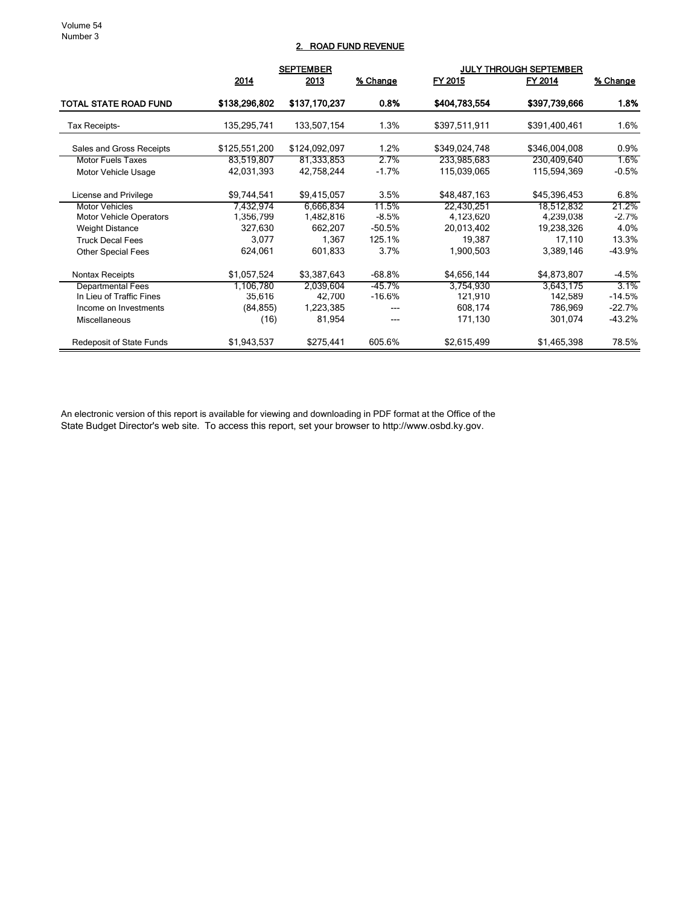## 2. ROAD FUND REVENUE

| | SEPTEMBER | | | JULY THROUGH SEPTEMBER | | |
|---|---|---|---|---|---|---|
| | 2014 | 2013 | % Change | FY 2015 | FY 2014 | % Change |
| **TOTAL STATE ROAD FUND** | **$138,296,802** | **$137,170,237** | **0.8%** | **$404,783,554** | **$397,739,666** | **1.8%** |
| Tax Receipts- | 135,295,741 | 133,507,154 | 1.3% | $397,511,911 | $391,400,461 | 1.6% |
| Sales and Gross Receipts | $125,551,200 | $124,092,097 | 1.2% | $349,024,748 | $346,004,008 | 0.9% |
| Motor Fuels Taxes | 83,519,807 | 81,333,853 | 2.7% | 233,985,683 | 230,409,640 | 1.6% |
| Motor Vehicle Usage | 42,031,393 | 42,758,244 | -1.7% | 115,039,065 | 115,594,369 | -0.5% |
| License and Privilege | $9,744,541 | $9,415,057 | 3.5% | $48,487,163 | $45,396,453 | 6.8% |
| Motor Vehicles | 7,432,974 | 6,666,834 | 11.5% | 22,430,251 | 18,512,832 | 21.2% |
| Motor Vehicle Operators | 1,356,799 | 1,482,816 | -8.5% | 4,123,620 | 4,239,038 | -2.7% |
| Weight Distance | 327,630 | 662,207 | -50.5% | 20,013,402 | 19,238,326 | 4.0% |
| Truck Decal Fees | 3,077 | 1,367 | 125.1% | 19,387 | 17,110 | 13.3% |
| Other Special Fees | 624,061 | 601,833 | 3.7% | 1,900,503 | 3,389,146 | -43.9% |
| Nontax Receipts | $1,057,524 | $3,387,643 | -68.8% | $4,656,144 | $4,873,807 | -4.5% |
| Departmental Fees | 1,106,780 | 2,039,604 | -45.7% | 3,754,930 | 3,643,175 | 3.1% |
| In Lieu of Traffic Fines | 35,616 | 42,700 | -16.6% | 121,910 | 142,589 | -14.5% |
| Income on Investments | (84,855) | 1,223,385 | --- | 608,174 | 786,969 | -22.7% |
| Miscellaneous | (16) | 81,954 | --- | 171,130 | 301,074 | -43.2% |
| Redeposit of State Funds | $1,943,537 | $275,441 | 605.6% | $2,615,499 | $1,465,398 | 78.5% |

An electronic version of this report is available for viewing and downloading in PDF format at the Office of the State Budget Director's web site. To access this report, set your browser to http://www.osbd.ky.gov.